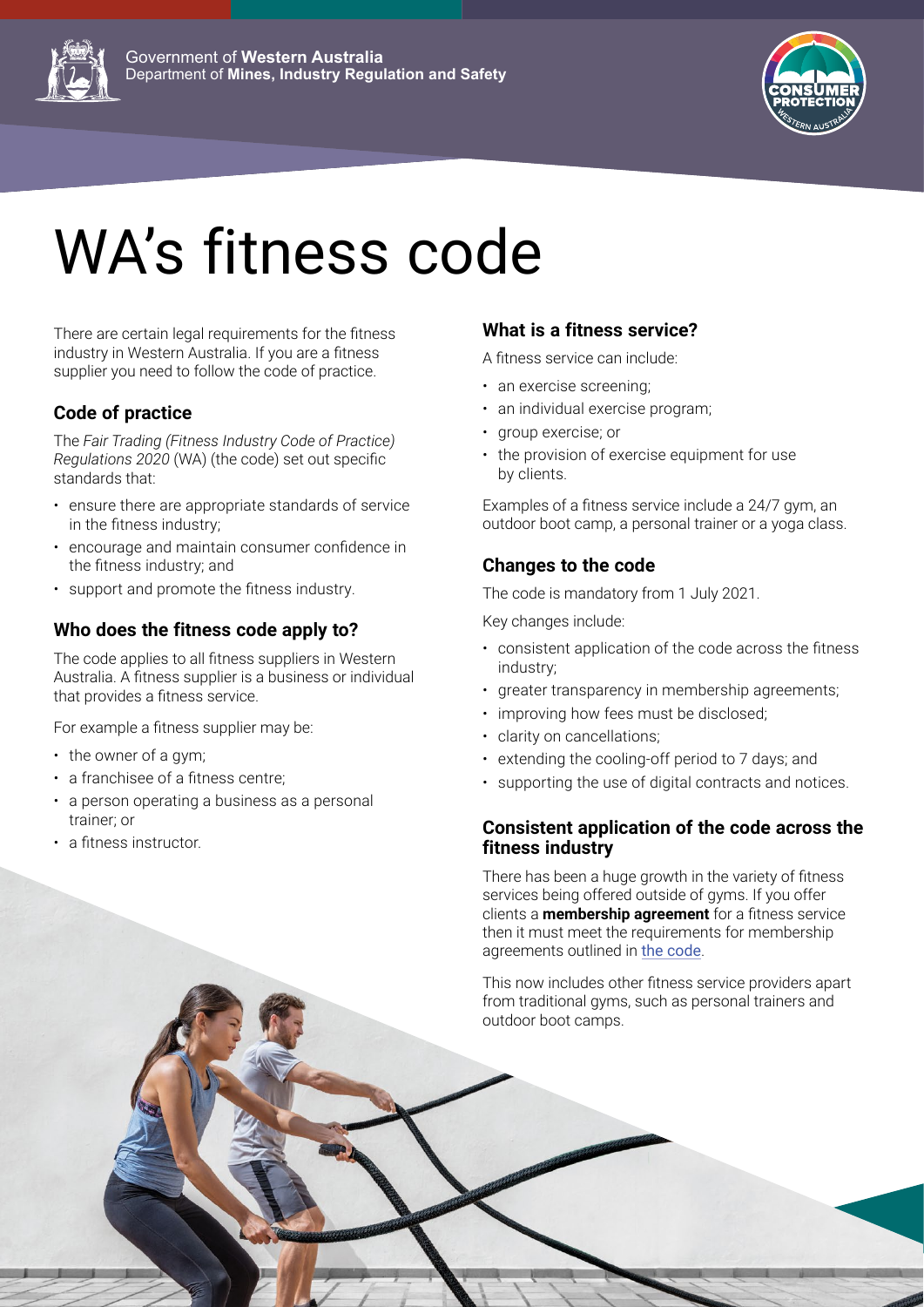Government of **Western Australia**
Department of **Mines, Industry Regulation and Safety**

# WA's fitness code

There are certain legal requirements for the fitness industry in Western Australia. If you are a fitness supplier you need to follow the code of practice.

## Code of practice

The *Fair Trading (Fitness Industry Code of Practice) Regulations 2020* (WA) (the code) set out specific standards that:

- ensure there are appropriate standards of service in the fitness industry;
- encourage and maintain consumer confidence in the fitness industry; and
- support and promote the fitness industry.

## Who does the fitness code apply to?

The code applies to all fitness suppliers in Western Australia. A fitness supplier is a business or individual that provides a fitness service.

For example a fitness supplier may be:

- the owner of a gym;
- a franchisee of a fitness centre;
- a person operating a business as a personal trainer; or
- a fitness instructor.

## What is a fitness service?

A fitness service can include:

- an exercise screening;
- an individual exercise program;
- group exercise; or
- the provision of exercise equipment for use by clients.

Examples of a fitness service include a 24/7 gym, an outdoor boot camp, a personal trainer or a yoga class.

## Changes to the code

The code is mandatory from 1 July 2021.

Key changes include:

- consistent application of the code across the fitness industry;
- greater transparency in membership agreements;
- improving how fees must be disclosed;
- clarity on cancellations;
- extending the cooling-off period to 7 days; and
- supporting the use of digital contracts and notices.

## Consistent application of the code across the fitness industry

There has been a huge growth in the variety of fitness services being offered outside of gyms. If you offer clients a **membership agreement** for a fitness service then it must meet the requirements for membership agreements outlined in the code.

This now includes other fitness service providers apart from traditional gyms, such as personal trainers and outdoor boot camps.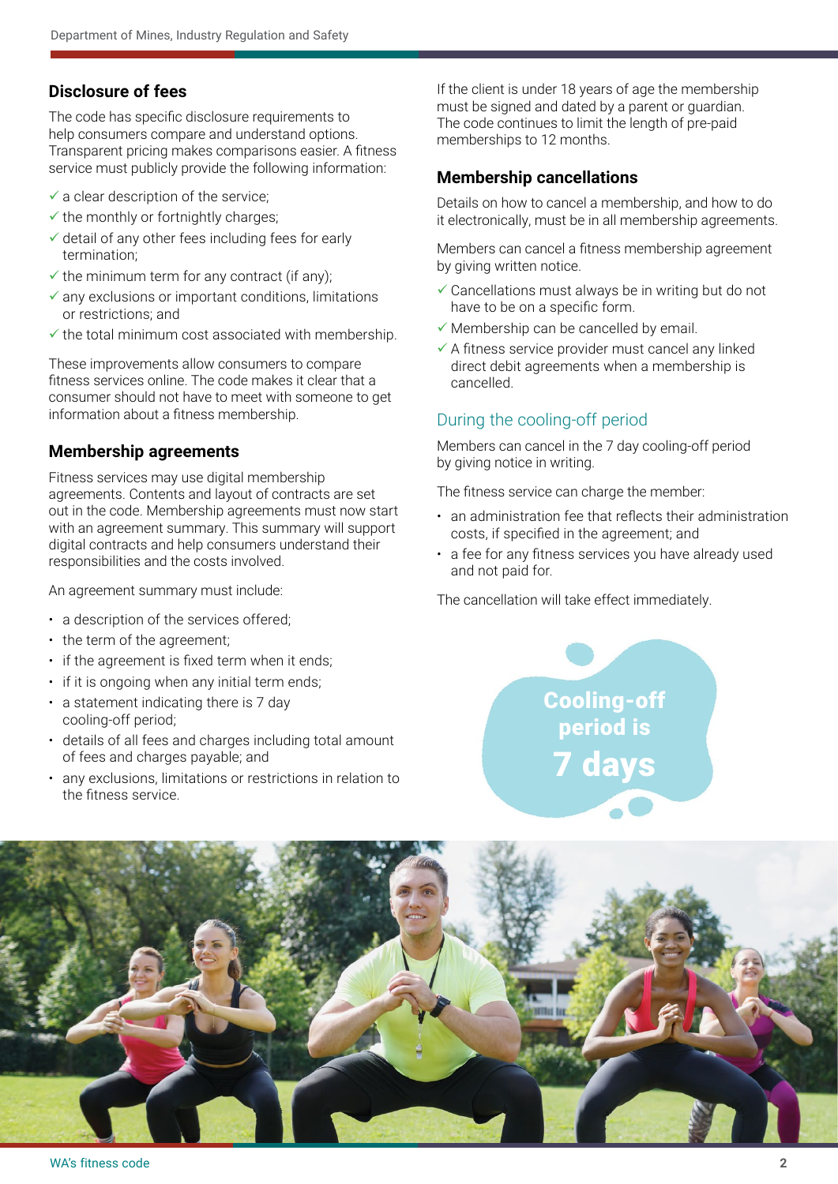## Disclosure of fees

The code has specific disclosure requirements to help consumers compare and understand options. Transparent pricing makes comparisons easier. A fitness service must publicly provide the following information:

- ✓ a clear description of the service;
- ✓ the monthly or fortnightly charges;
- ✓ detail of any other fees including fees for early termination;
- ✓ the minimum term for any contract (if any);
- ✓ any exclusions or important conditions, limitations or restrictions; and
- ✓ the total minimum cost associated with membership.

These improvements allow consumers to compare fitness services online. The code makes it clear that a consumer should not have to meet with someone to get information about a fitness membership.

## Membership agreements

Fitness services may use digital membership agreements. Contents and layout of contracts are set out in the code. Membership agreements must now start with an agreement summary. This summary will support digital contracts and help consumers understand their responsibilities and the costs involved.

An agreement summary must include:

- a description of the services offered;
- the term of the agreement;
- if the agreement is fixed term when it ends;
- if it is ongoing when any initial term ends;
- a statement indicating there is 7 day cooling-off period;
- details of all fees and charges including total amount of fees and charges payable; and
- any exclusions, limitations or restrictions in relation to the fitness service.

If the client is under 18 years of age the membership must be signed and dated by a parent or guardian. The code continues to limit the length of pre-paid memberships to 12 months.

## Membership cancellations

Details on how to cancel a membership, and how to do it electronically, must be in all membership agreements.

Members can cancel a fitness membership agreement by giving written notice.

- ✓ Cancellations must always be in writing but do not have to be on a specific form.
- ✓ Membership can be cancelled by email.
- ✓ A fitness service provider must cancel any linked direct debit agreements when a membership is cancelled.

### During the cooling-off period

Members can cancel in the 7 day cooling-off period by giving notice in writing.

The fitness service can charge the member:

- an administration fee that reflects their administration costs, if specified in the agreement; and
- a fee for any fitness services you have already used and not paid for.

The cancellation will take effect immediately.

**Cooling-off period is 7 days**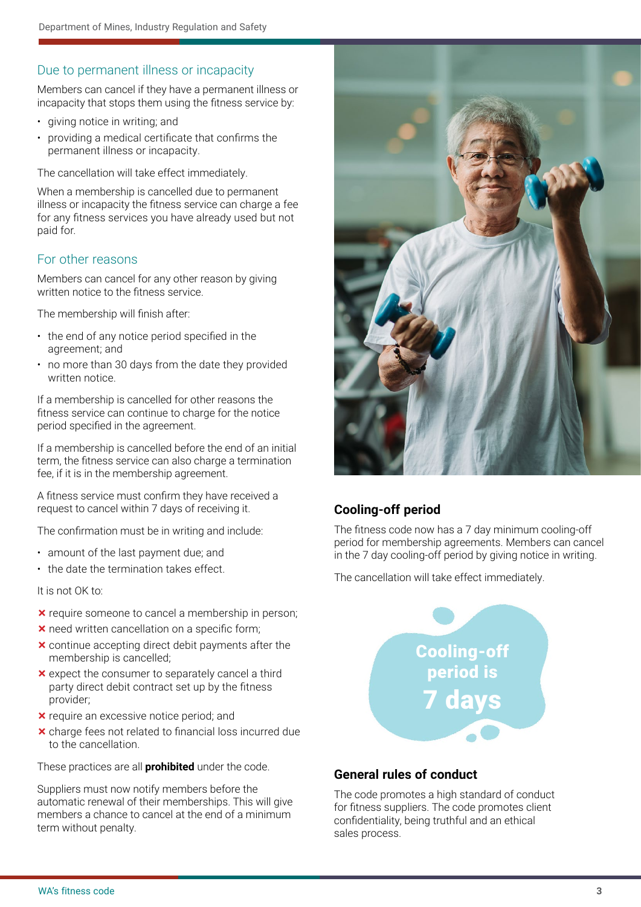### Due to permanent illness or incapacity

Members can cancel if they have a permanent illness or incapacity that stops them using the fitness service by:

- giving notice in writing; and
- providing a medical certificate that confirms the permanent illness or incapacity.

The cancellation will take effect immediately.

When a membership is cancelled due to permanent illness or incapacity the fitness service can charge a fee for any fitness services you have already used but not paid for.

### For other reasons

Members can cancel for any other reason by giving written notice to the fitness service.

The membership will finish after:

- the end of any notice period specified in the agreement; and
- no more than 30 days from the date they provided written notice.

If a membership is cancelled for other reasons the fitness service can continue to charge for the notice period specified in the agreement.

If a membership is cancelled before the end of an initial term, the fitness service can also charge a termination fee, if it is in the membership agreement.

A fitness service must confirm they have received a request to cancel within 7 days of receiving it.

The confirmation must be in writing and include:

- amount of the last payment due; and
- the date the termination takes effect.

It is not OK to:

- ✗ require someone to cancel a membership in person;
- ✗ need written cancellation on a specific form;
- ✗ continue accepting direct debit payments after the membership is cancelled;
- ✗ expect the consumer to separately cancel a third party direct debit contract set up by the fitness provider;
- ✗ require an excessive notice period; and
- ✗ charge fees not related to financial loss incurred due to the cancellation.

These practices are all **prohibited** under the code.

Suppliers must now notify members before the automatic renewal of their memberships. This will give members a chance to cancel at the end of a minimum term without penalty.

## Cooling-off period

The fitness code now has a 7 day minimum cooling-off period for membership agreements. Members can cancel in the 7 day cooling-off period by giving notice in writing.

The cancellation will take effect immediately.

**Cooling-off period is 7 days**

## General rules of conduct

The code promotes a high standard of conduct for fitness suppliers. The code promotes client confidentiality, being truthful and an ethical sales process.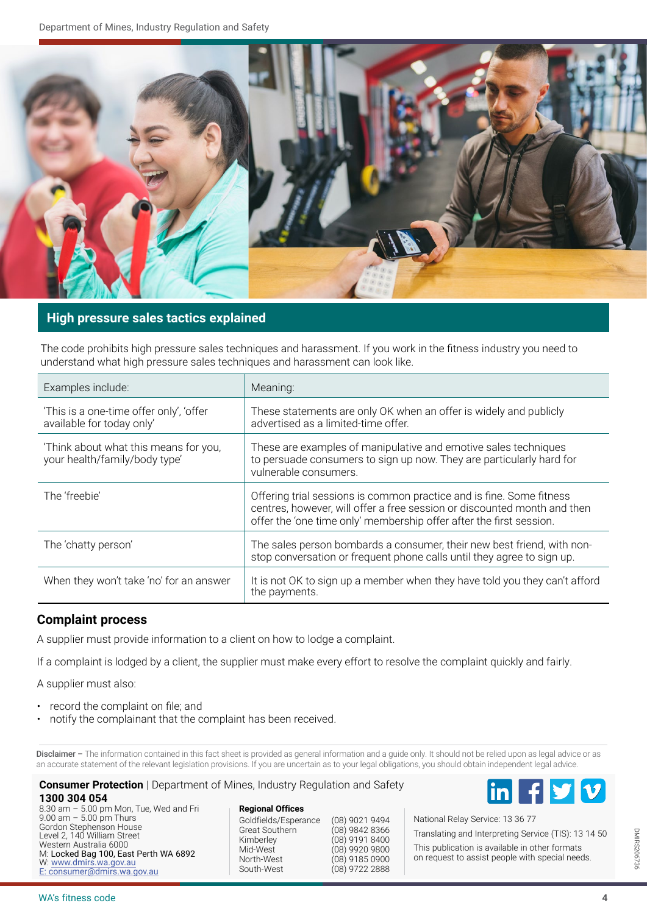## High pressure sales tactics explained

The code prohibits high pressure sales techniques and harassment. If you work in the fitness industry you need to understand what high pressure sales techniques and harassment can look like.

| Examples include: | Meaning: |
|---|---|
| 'This is a one-time offer only', 'offer available for today only' | These statements are only OK when an offer is widely and publicly advertised as a limited-time offer. |
| 'Think about what this means for you, your health/family/body type' | These are examples of manipulative and emotive sales techniques to persuade consumers to sign up now. They are particularly hard for vulnerable consumers. |
| The 'freebie' | Offering trial sessions is common practice and is fine. Some fitness centres, however, will offer a free session or discounted month and then offer the 'one time only' membership offer after the first session. |
| The 'chatty person' | The sales person bombards a consumer, their new best friend, with non-stop conversation or frequent phone calls until they agree to sign up. |
| When they won't take 'no' for an answer | It is not OK to sign up a member when they have told you they can't afford the payments. |

## Complaint process

A supplier must provide information to a client on how to lodge a complaint.

If a complaint is lodged by a client, the supplier must make every effort to resolve the complaint quickly and fairly.

A supplier must also:

- record the complaint on file; and
- notify the complainant that the complaint has been received.

**Disclaimer –** The information contained in this fact sheet is provided as general information and a guide only. It should not be relied upon as legal advice or as an accurate statement of the relevant legislation provisions. If you are uncertain as to your legal obligations, you should obtain independent legal advice.

**Consumer Protection** | Department of Mines, Industry Regulation and Safety

**1300 304 054**
8.30 am – 5.00 pm Mon, Tue, Wed and Fri
9.00 am – 5.00 pm Thurs
Gordon Stephenson House
Level 2, 140 William Street
Western Australia 6000
M: Locked Bag 100, East Perth WA 6892
W: www.dmirs.wa.gov.au
E: consumer@dmirs.wa.gov.au

**Regional Offices**

| | |
|---|---|
| Goldfields/Esperance | (08) 9021 9494 |
| Great Southern | (08) 9842 8366 |
| Kimberley | (08) 9191 8400 |
| Mid-West | (08) 9920 9800 |
| North-West | (08) 9185 0900 |
| South-West | (08) 9722 2888 |

National Relay Service: 13 36 77

Translating and Interpreting Service (TIS): 13 14 50

This publication is available in other formats on request to assist people with special needs.

DMIRS206736